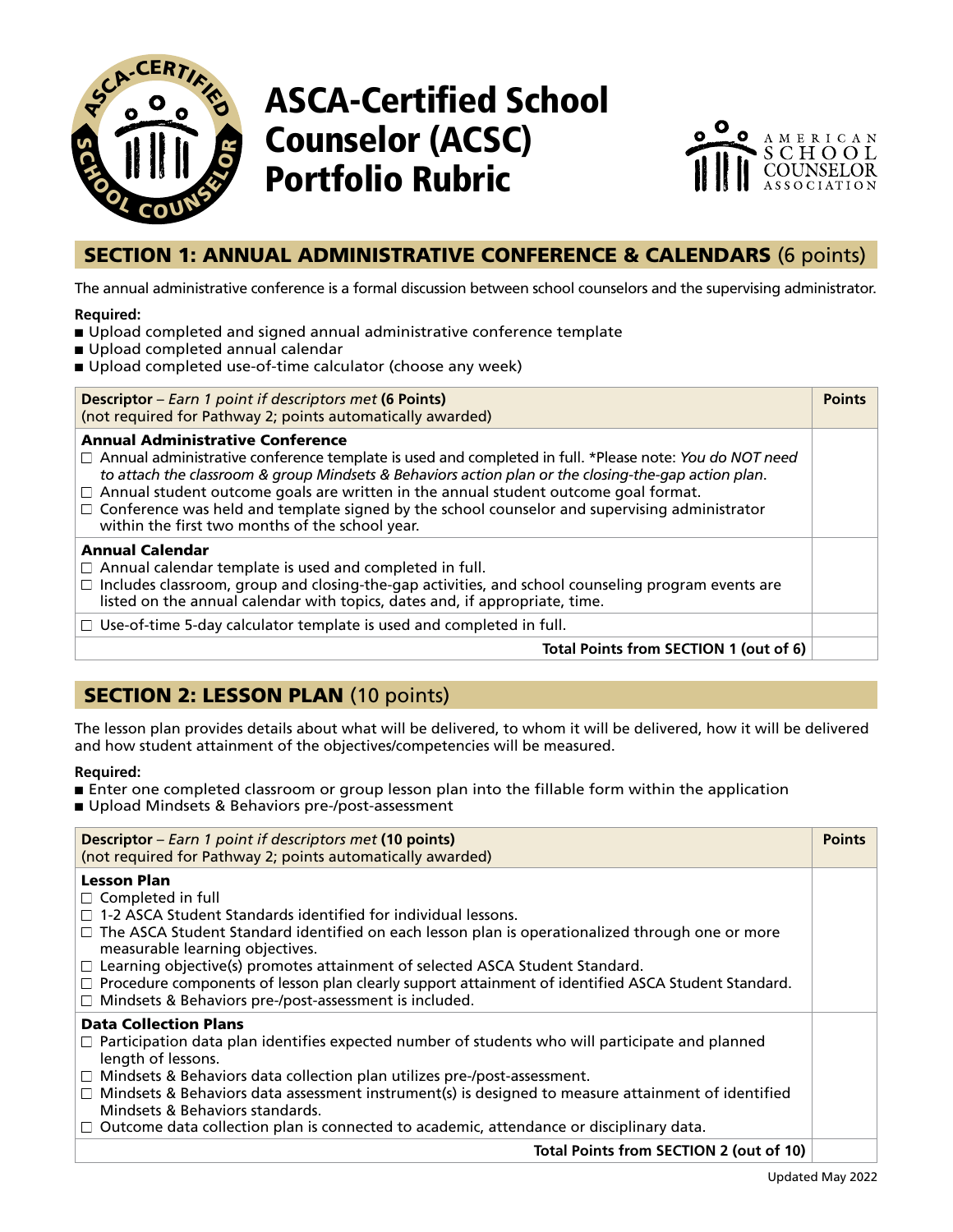# ASCA-Certified School Counselor (ACSC) Portfolio Rubric

## SECTION 1: ANNUAL ADMINISTRATIVE CONFERENCE & CALENDARS (6 points)

The annual administrative conference is a formal discussion between school counselors and the supervising administrator.

**Required:**

- Upload completed and signed annual administrative conference template
- Upload completed annual calendar
- Upload completed use-of-time calculator (choose any week)

| **Descriptor** – *Earn 1 point if descriptors met* **(6 Points)** (not required for Pathway 2; points automatically awarded) | **Points** |
|---|---|
| **Annual Administrative Conference**<br>☐ Annual administrative conference template is used and completed in full. *Please note: *You do NOT need to attach the classroom & group Mindsets & Behaviors action plan or the closing-the-gap action plan*.<br>☐ Annual student outcome goals are written in the annual student outcome goal format.<br>☐ Conference was held and template signed by the school counselor and supervising administrator within the first two months of the school year. | |
| **Annual Calendar**<br>☐ Annual calendar template is used and completed in full.<br>☐ Includes classroom, group and closing-the-gap activities, and school counseling program events are listed on the annual calendar with topics, dates and, if appropriate, time. | |
| ☐ Use-of-time 5-day calculator template is used and completed in full. | |
| **Total Points from SECTION 1 (out of 6)** | |

## SECTION 2: LESSON PLAN (10 points)

The lesson plan provides details about what will be delivered, to whom it will be delivered, how it will be delivered and how student attainment of the objectives/competencies will be measured.

**Required:**

- Enter one completed classroom or group lesson plan into the fillable form within the application
- Upload Mindsets & Behaviors pre-/post-assessment

| **Descriptor** – *Earn 1 point if descriptors met* **(10 points)** (not required for Pathway 2; points automatically awarded) | **Points** |
|---|---|
| **Lesson Plan**<br>☐ Completed in full<br>☐ 1-2 ASCA Student Standards identified for individual lessons.<br>☐ The ASCA Student Standard identified on each lesson plan is operationalized through one or more measurable learning objectives.<br>☐ Learning objective(s) promotes attainment of selected ASCA Student Standard.<br>☐ Procedure components of lesson plan clearly support attainment of identified ASCA Student Standard.<br>☐ Mindsets & Behaviors pre-/post-assessment is included. | |
| **Data Collection Plans**<br>☐ Participation data plan identifies expected number of students who will participate and planned length of lessons.<br>☐ Mindsets & Behaviors data collection plan utilizes pre-/post-assessment.<br>☐ Mindsets & Behaviors data assessment instrument(s) is designed to measure attainment of identified Mindsets & Behaviors standards.<br>☐ Outcome data collection plan is connected to academic, attendance or disciplinary data. | |
| **Total Points from SECTION 2 (out of 10)** | |

Updated May 2022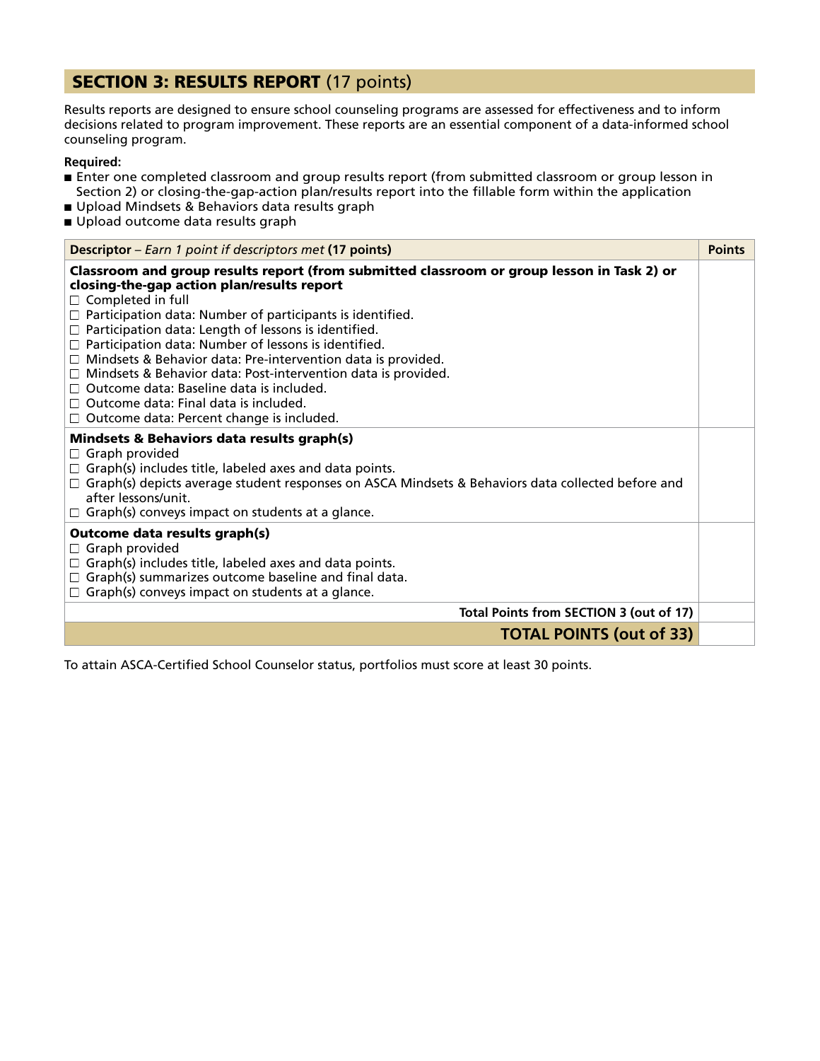## SECTION 3: RESULTS REPORT (17 points)

Results reports are designed to ensure school counseling programs are assessed for effectiveness and to inform decisions related to program improvement. These reports are an essential component of a data-informed school counseling program.

**Required:**

- Enter one completed classroom and group results report (from submitted classroom or group lesson in Section 2) or closing-the-gap-action plan/results report into the fillable form within the application
- Upload Mindsets & Behaviors data results graph
- Upload outcome data results graph

| **Descriptor** – *Earn 1 point if descriptors met* **(17 points)** | **Points** |
|---|---|
| **Classroom and group results report (from submitted classroom or group lesson in Task 2) or closing-the-gap action plan/results report**<br>☐ Completed in full<br>☐ Participation data: Number of participants is identified.<br>☐ Participation data: Length of lessons is identified.<br>☐ Participation data: Number of lessons is identified.<br>☐ Mindsets & Behavior data: Pre-intervention data is provided.<br>☐ Mindsets & Behavior data: Post-intervention data is provided.<br>☐ Outcome data: Baseline data is included.<br>☐ Outcome data: Final data is included.<br>☐ Outcome data: Percent change is included. | |
| **Mindsets & Behaviors data results graph(s)**<br>☐ Graph provided<br>☐ Graph(s) includes title, labeled axes and data points.<br>☐ Graph(s) depicts average student responses on ASCA Mindsets & Behaviors data collected before and after lessons/unit.<br>☐ Graph(s) conveys impact on students at a glance. | |
| **Outcome data results graph(s)**<br>☐ Graph provided<br>☐ Graph(s) includes title, labeled axes and data points.<br>☐ Graph(s) summarizes outcome baseline and final data.<br>☐ Graph(s) conveys impact on students at a glance. | |
| **Total Points from SECTION 3 (out of 17)** | |
| **TOTAL POINTS (out of 33)** | |

To attain ASCA-Certified School Counselor status, portfolios must score at least 30 points.